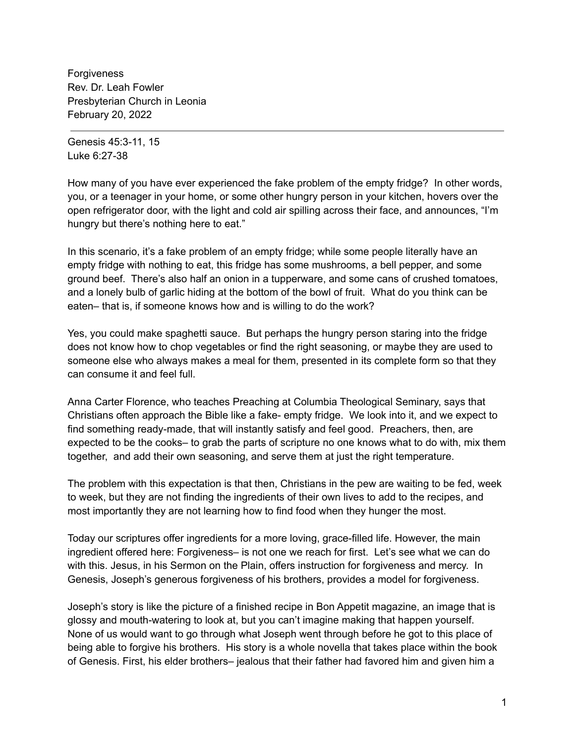Forgiveness
Rev. Dr. Leah Fowler
Presbyterian Church in Leonia
February 20, 2022

---

Genesis 45:3-11, 15
Luke 6:27-38

How many of you have ever experienced the fake problem of the empty fridge? In other words, you, or a teenager in your home, or some other hungry person in your kitchen, hovers over the open refrigerator door, with the light and cold air spilling across their face, and announces, "I'm hungry but there's nothing here to eat."

In this scenario, it's a fake problem of an empty fridge; while some people literally have an empty fridge with nothing to eat, this fridge has some mushrooms, a bell pepper, and some ground beef. There's also half an onion in a tupperware, and some cans of crushed tomatoes, and a lonely bulb of garlic hiding at the bottom of the bowl of fruit. What do you think can be eaten– that is, if someone knows how and is willing to do the work?

Yes, you could make spaghetti sauce. But perhaps the hungry person staring into the fridge does not know how to chop vegetables or find the right seasoning, or maybe they are used to someone else who always makes a meal for them, presented in its complete form so that they can consume it and feel full.

Anna Carter Florence, who teaches Preaching at Columbia Theological Seminary, says that Christians often approach the Bible like a fake- empty fridge. We look into it, and we expect to find something ready-made, that will instantly satisfy and feel good. Preachers, then, are expected to be the cooks– to grab the parts of scripture no one knows what to do with, mix them together, and add their own seasoning, and serve them at just the right temperature.

The problem with this expectation is that then, Christians in the pew are waiting to be fed, week to week, but they are not finding the ingredients of their own lives to add to the recipes, and most importantly they are not learning how to find food when they hunger the most.

Today our scriptures offer ingredients for a more loving, grace-filled life. However, the main ingredient offered here: Forgiveness– is not one we reach for first. Let's see what we can do with this. Jesus, in his Sermon on the Plain, offers instruction for forgiveness and mercy. In Genesis, Joseph's generous forgiveness of his brothers, provides a model for forgiveness.

Joseph's story is like the picture of a finished recipe in Bon Appetit magazine, an image that is glossy and mouth-watering to look at, but you can't imagine making that happen yourself. None of us would want to go through what Joseph went through before he got to this place of being able to forgive his brothers. His story is a whole novella that takes place within the book of Genesis. First, his elder brothers– jealous that their father had favored him and given him a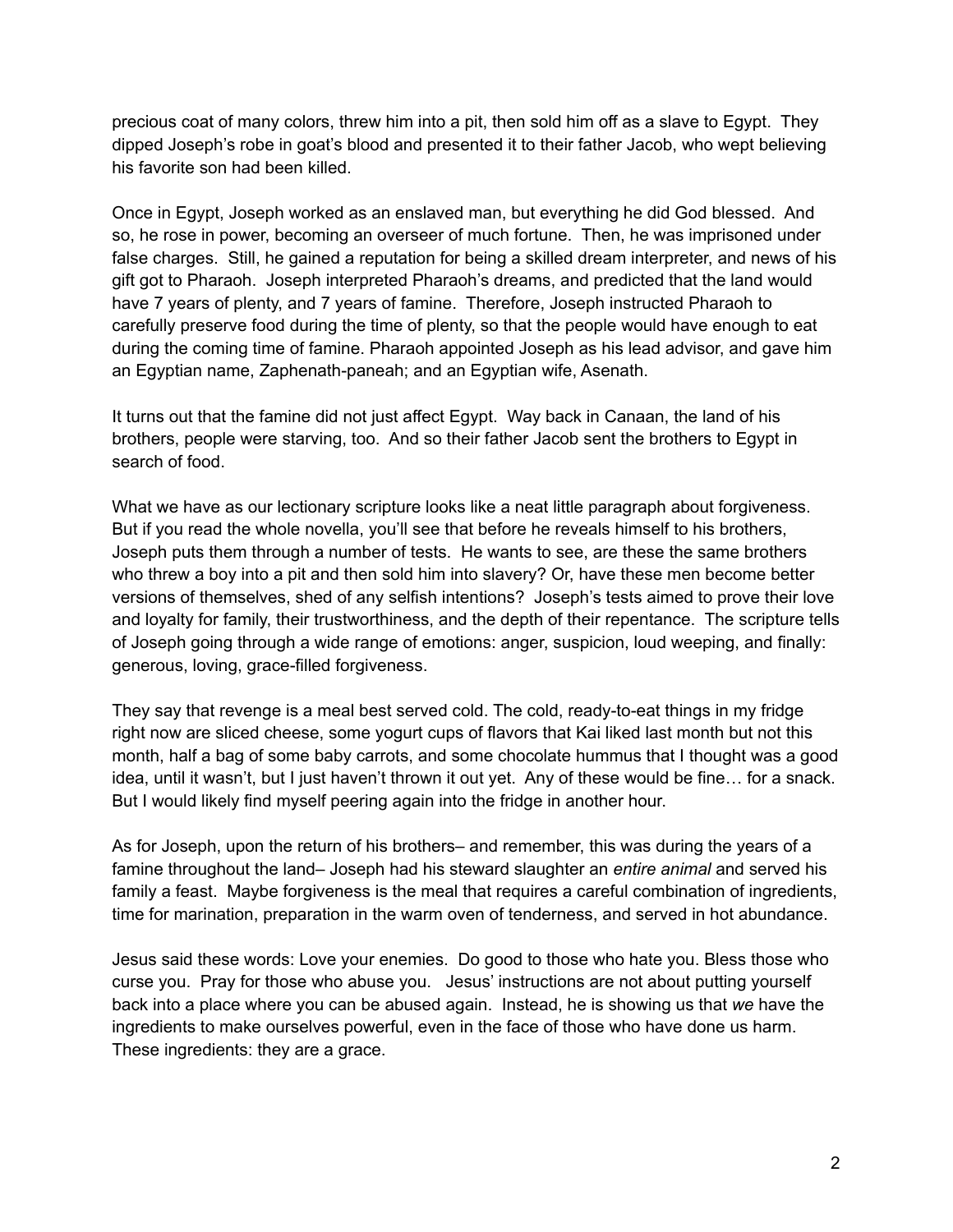precious coat of many colors, threw him into a pit, then sold him off as a slave to Egypt. They dipped Joseph's robe in goat's blood and presented it to their father Jacob, who wept believing his favorite son had been killed.

Once in Egypt, Joseph worked as an enslaved man, but everything he did God blessed. And so, he rose in power, becoming an overseer of much fortune. Then, he was imprisoned under false charges. Still, he gained a reputation for being a skilled dream interpreter, and news of his gift got to Pharaoh. Joseph interpreted Pharaoh's dreams, and predicted that the land would have 7 years of plenty, and 7 years of famine. Therefore, Joseph instructed Pharaoh to carefully preserve food during the time of plenty, so that the people would have enough to eat during the coming time of famine. Pharaoh appointed Joseph as his lead advisor, and gave him an Egyptian name, Zaphenath-paneah; and an Egyptian wife, Asenath.

It turns out that the famine did not just affect Egypt. Way back in Canaan, the land of his brothers, people were starving, too. And so their father Jacob sent the brothers to Egypt in search of food.

What we have as our lectionary scripture looks like a neat little paragraph about forgiveness. But if you read the whole novella, you'll see that before he reveals himself to his brothers, Joseph puts them through a number of tests. He wants to see, are these the same brothers who threw a boy into a pit and then sold him into slavery? Or, have these men become better versions of themselves, shed of any selfish intentions? Joseph's tests aimed to prove their love and loyalty for family, their trustworthiness, and the depth of their repentance. The scripture tells of Joseph going through a wide range of emotions: anger, suspicion, loud weeping, and finally: generous, loving, grace-filled forgiveness.

They say that revenge is a meal best served cold. The cold, ready-to-eat things in my fridge right now are sliced cheese, some yogurt cups of flavors that Kai liked last month but not this month, half a bag of some baby carrots, and some chocolate hummus that I thought was a good idea, until it wasn't, but I just haven't thrown it out yet. Any of these would be fine… for a snack. But I would likely find myself peering again into the fridge in another hour.

As for Joseph, upon the return of his brothers– and remember, this was during the years of a famine throughout the land– Joseph had his steward slaughter an *entire animal* and served his family a feast. Maybe forgiveness is the meal that requires a careful combination of ingredients, time for marination, preparation in the warm oven of tenderness, and served in hot abundance.

Jesus said these words: Love your enemies. Do good to those who hate you. Bless those who curse you. Pray for those who abuse you. Jesus' instructions are not about putting yourself back into a place where you can be abused again. Instead, he is showing us that *we* have the ingredients to make ourselves powerful, even in the face of those who have done us harm. These ingredients: they are a grace.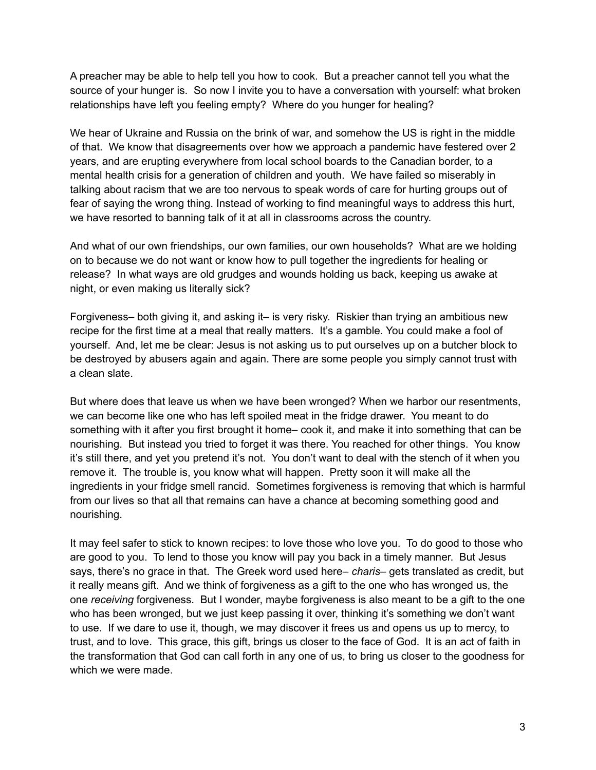A preacher may be able to help tell you how to cook. But a preacher cannot tell you what the source of your hunger is. So now I invite you to have a conversation with yourself: what broken relationships have left you feeling empty? Where do you hunger for healing?

We hear of Ukraine and Russia on the brink of war, and somehow the US is right in the middle of that. We know that disagreements over how we approach a pandemic have festered over 2 years, and are erupting everywhere from local school boards to the Canadian border, to a mental health crisis for a generation of children and youth. We have failed so miserably in talking about racism that we are too nervous to speak words of care for hurting groups out of fear of saying the wrong thing. Instead of working to find meaningful ways to address this hurt, we have resorted to banning talk of it at all in classrooms across the country.

And what of our own friendships, our own families, our own households? What are we holding on to because we do not want or know how to pull together the ingredients for healing or release? In what ways are old grudges and wounds holding us back, keeping us awake at night, or even making us literally sick?

Forgiveness– both giving it, and asking it– is very risky. Riskier than trying an ambitious new recipe for the first time at a meal that really matters. It's a gamble. You could make a fool of yourself. And, let me be clear: Jesus is not asking us to put ourselves up on a butcher block to be destroyed by abusers again and again. There are some people you simply cannot trust with a clean slate.

But where does that leave us when we have been wronged? When we harbor our resentments, we can become like one who has left spoiled meat in the fridge drawer. You meant to do something with it after you first brought it home– cook it, and make it into something that can be nourishing. But instead you tried to forget it was there. You reached for other things. You know it's still there, and yet you pretend it's not. You don't want to deal with the stench of it when you remove it. The trouble is, you know what will happen. Pretty soon it will make all the ingredients in your fridge smell rancid. Sometimes forgiveness is removing that which is harmful from our lives so that all that remains can have a chance at becoming something good and nourishing.

It may feel safer to stick to known recipes: to love those who love you. To do good to those who are good to you. To lend to those you know will pay you back in a timely manner. But Jesus says, there's no grace in that. The Greek word used here– *charis*– gets translated as credit, but it really means gift. And we think of forgiveness as a gift to the one who has wronged us, the one *receiving* forgiveness. But I wonder, maybe forgiveness is also meant to be a gift to the one who has been wronged, but we just keep passing it over, thinking it's something we don't want to use. If we dare to use it, though, we may discover it frees us and opens us up to mercy, to trust, and to love. This grace, this gift, brings us closer to the face of God. It is an act of faith in the transformation that God can call forth in any one of us, to bring us closer to the goodness for which we were made.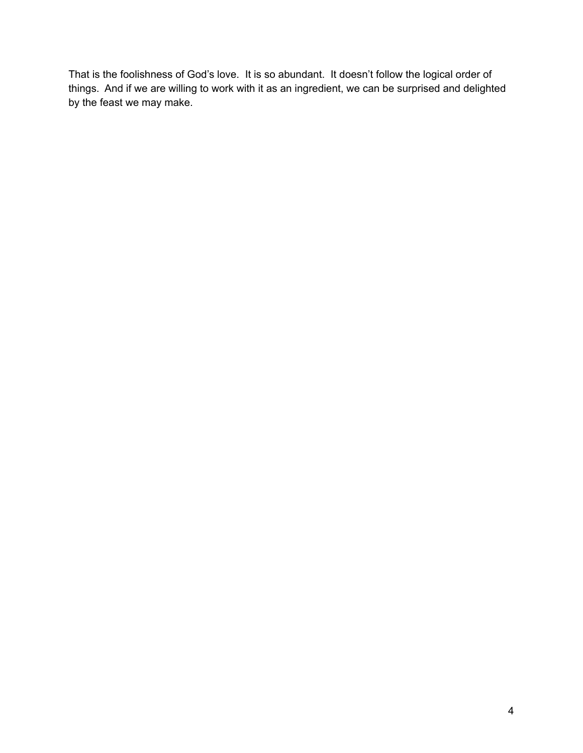That is the foolishness of God's love. It is so abundant. It doesn't follow the logical order of things. And if we are willing to work with it as an ingredient, we can be surprised and delighted by the feast we may make.